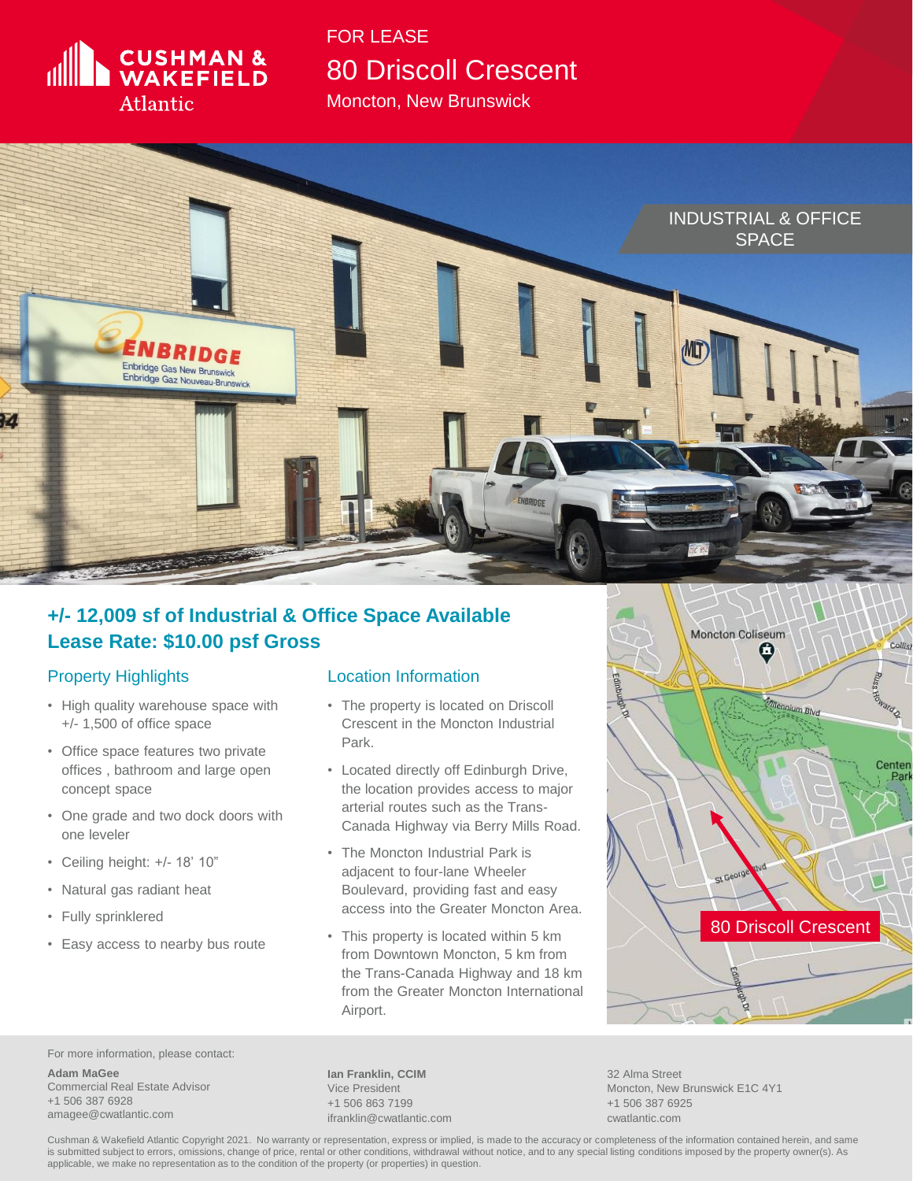Cushman & Wakefield Atlantic

FOR LEASE

# 80 Driscoll Crescent

Moncton, New Brunswick

INDUSTRIAL & OFFICE SPACE

## +/- 12,009 sf of Industrial & Office Space Available
## Lease Rate: $10.00 psf Gross

### Property Highlights

- High quality warehouse space with +/- 1,500 of office space
- Office space features two private offices , bathroom and large open concept space
- One grade and two dock doors with one leveler
- Ceiling height: +/- 18' 10"
- Natural gas radiant heat
- Fully sprinklered
- Easy access to nearby bus route

### Location Information

- The property is located on Driscoll Crescent in the Moncton Industrial Park.
- Located directly off Edinburgh Drive, the location provides access to major arterial routes such as the Trans-Canada Highway via Berry Mills Road.
- The Moncton Industrial Park is adjacent to four-lane Wheeler Boulevard, providing fast and easy access into the Greater Moncton Area.
- This property is located within 5 km from Downtown Moncton, 5 km from the Trans-Canada Highway and 18 km from the Greater Moncton International Airport.

80 Driscoll Crescent

For more information, please contact:

**Adam MaGee**
Commercial Real Estate Advisor
+1 506 387 6928
amagee@cwatlantic.com

**Ian Franklin, CCIM**
Vice President
+1 506 863 7199
ifranklin@cwatlantic.com

32 Alma Street
Moncton, New Brunswick E1C 4Y1
+1 506 387 6925
cwatlantic.com

Cushman & Wakefield Atlantic Copyright 2021. No warranty or representation, express or implied, is made to the accuracy or completeness of the information contained herein, and same is submitted subject to errors, omissions, change of price, rental or other conditions, withdrawal without notice, and to any special listing conditions imposed by the property owner(s). As applicable, we make no representation as to the condition of the property (or properties) in question.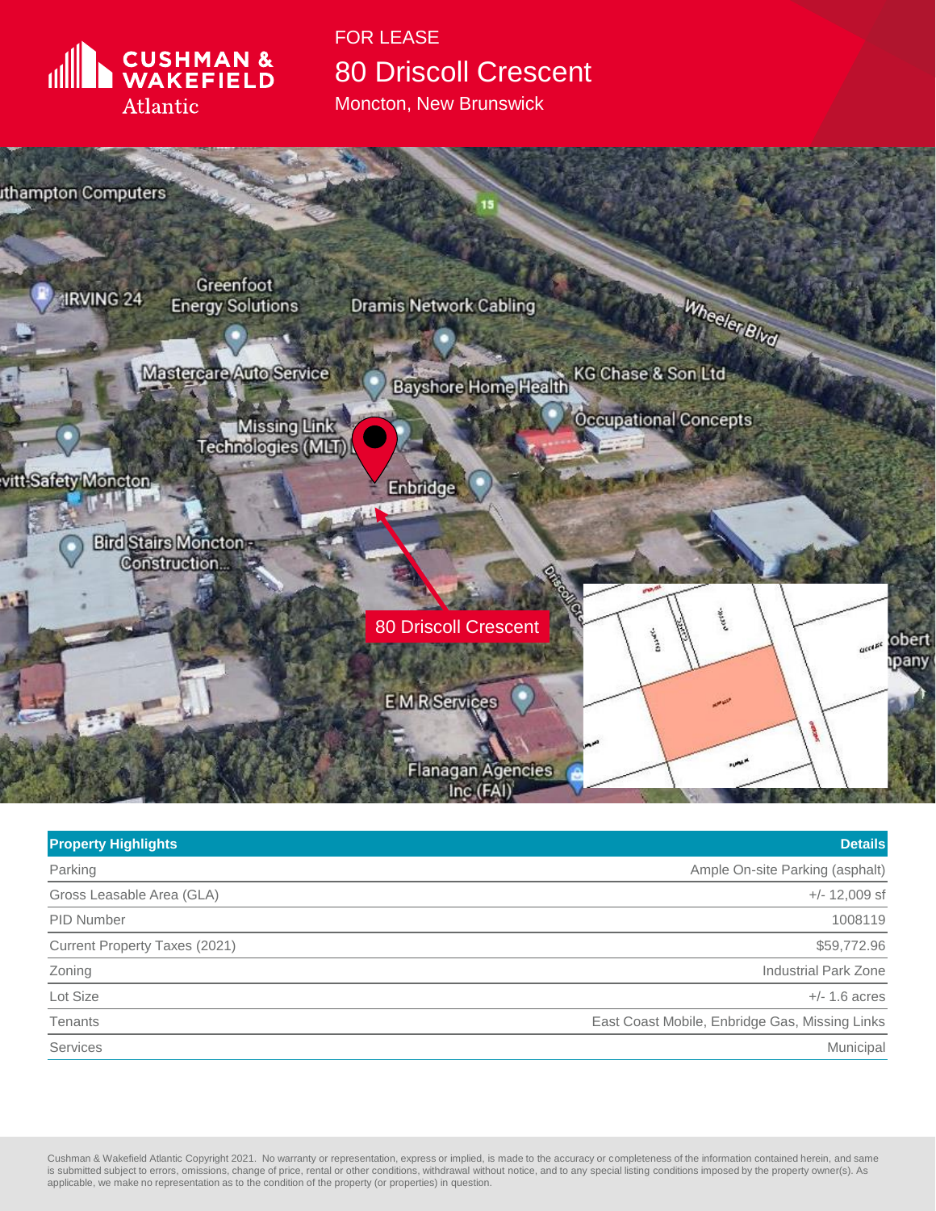FOR LEASE

# 80 Driscoll Crescent

Moncton, New Brunswick

| Property Highlights | Details |
|---|---|
| Parking | Ample On-site Parking (asphalt) |
| Gross Leasable Area (GLA) | +/- 12,009 sf |
| PID Number | 1008119 |
| Current Property Taxes (2021) | $59,772.96 |
| Zoning | Industrial Park Zone |
| Lot Size | +/- 1.6 acres |
| Tenants | East Coast Mobile, Enbridge Gas, Missing Links |
| Services | Municipal |

Cushman & Wakefield Atlantic Copyright 2021. No warranty or representation, express or implied, is made to the accuracy or completeness of the information contained herein, and same is submitted subject to errors, omissions, change of price, rental or other conditions, withdrawal without notice, and to any special listing conditions imposed by the property owner(s). As applicable, we make no representation as to the condition of the property (or properties) in question.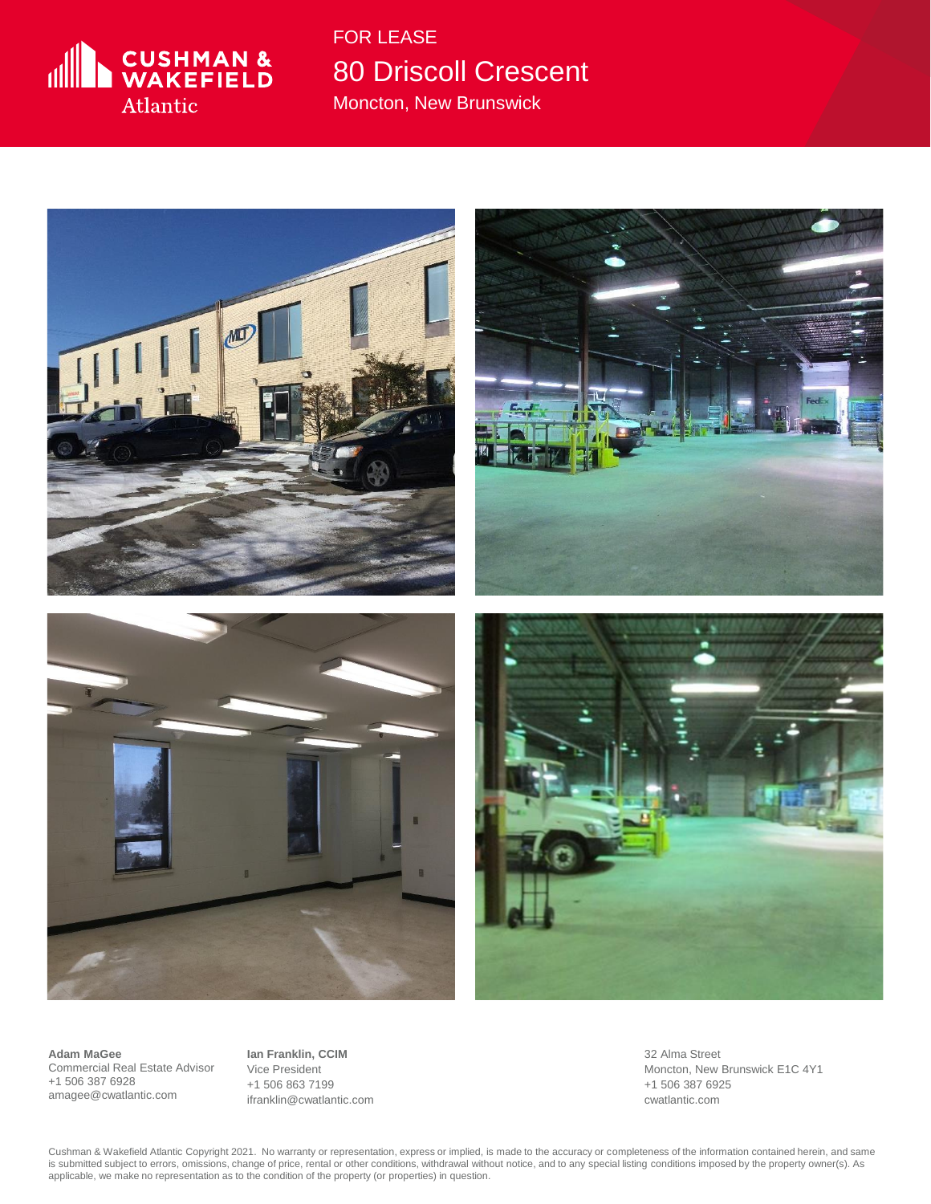FOR LEASE

# 80 Driscoll Crescent

Moncton, New Brunswick

**Adam MaGee**
Commercial Real Estate Advisor
+1 506 387 6928
amagee@cwatlantic.com

**Ian Franklin, CCIM**
Vice President
+1 506 863 7199
ifranklin@cwatlantic.com

32 Alma Street
Moncton, New Brunswick E1C 4Y1
+1 506 387 6925
cwatlantic.com

Cushman & Wakefield Atlantic Copyright 2021. No warranty or representation, express or implied, is made to the accuracy or completeness of the information contained herein, and same is submitted subject to errors, omissions, change of price, rental or other conditions, withdrawal without notice, and to any special listing conditions imposed by the property owner(s). As applicable, we make no representation as to the condition of the property (or properties) in question.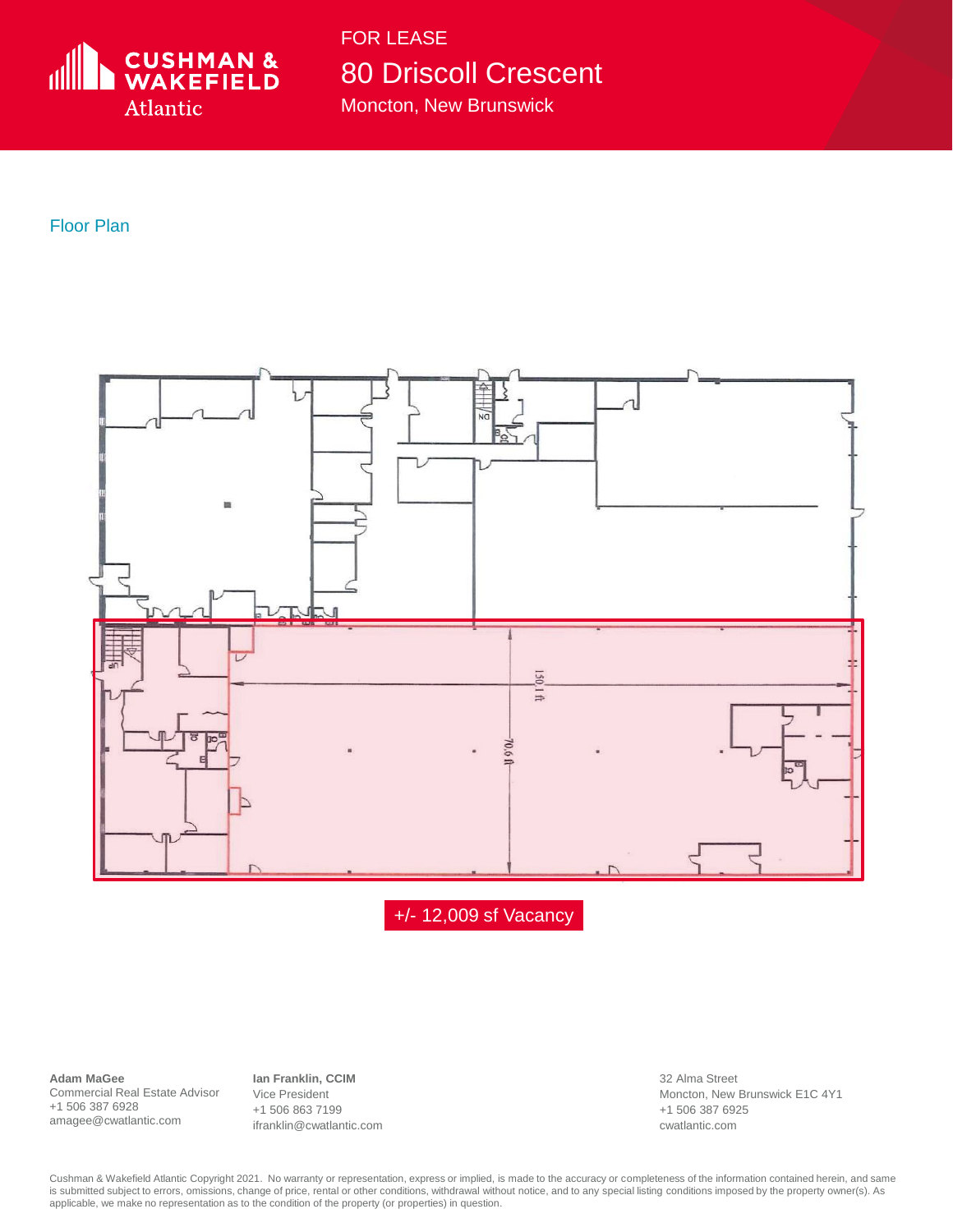FOR LEASE

# 80 Driscoll Crescent

Moncton, New Brunswick

## Floor Plan

150.1 ft

70.6 ft

+/- 12,009 sf Vacancy

**Adam MaGee**
Commercial Real Estate Advisor
+1 506 387 6928
amagee@cwatlantic.com

**Ian Franklin, CCIM**
Vice President
+1 506 863 7199
ifranklin@cwatlantic.com

32 Alma Street
Moncton, New Brunswick E1C 4Y1
+1 506 387 6925
cwatlantic.com

Cushman & Wakefield Atlantic Copyright 2021. No warranty or representation, express or implied, is made to the accuracy or completeness of the information contained herein, and same is submitted subject to errors, omissions, change of price, rental or other conditions, withdrawal without notice, and to any special listing conditions imposed by the property owner(s). As applicable, we make no representation as to the condition of the property (or properties) in question.